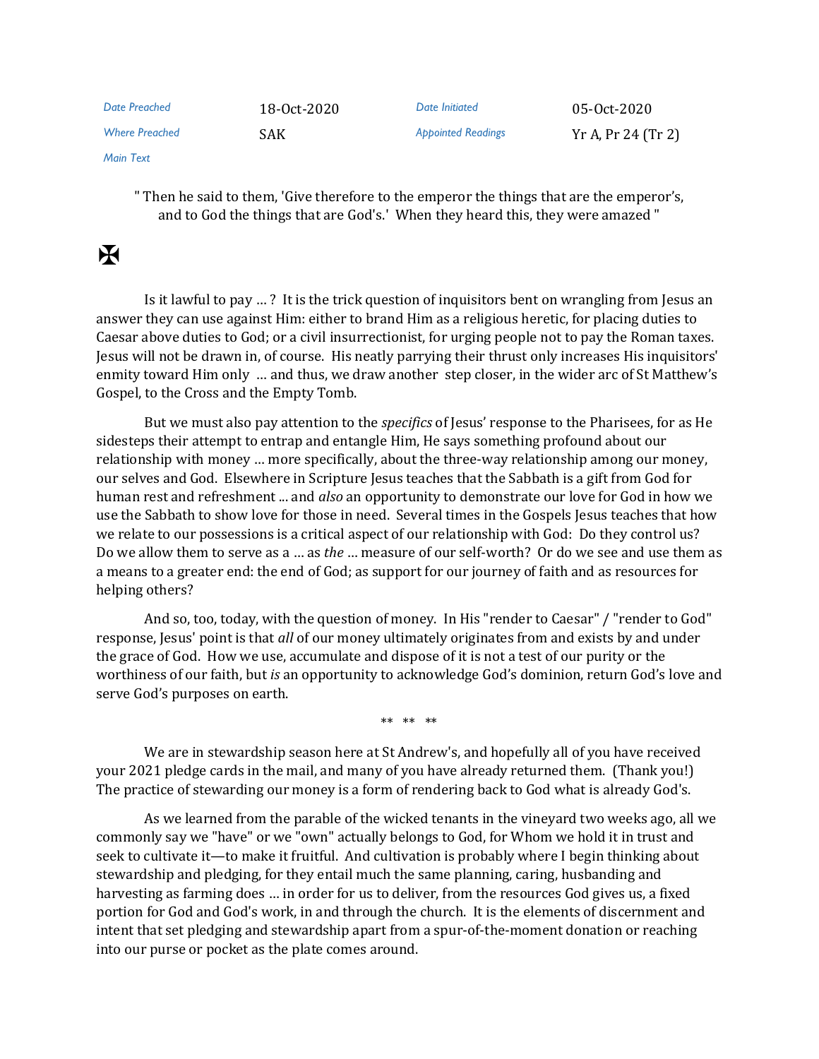| Date Preached | 18-Oct-2020 | Date Initiated | 05-Oct-2020 |
|---|---|---|---|
| Where Preached | SAK | Appointed Readings | Yr A, Pr 24 (Tr 2) |
| Main Text | | | |

" Then he said to them, 'Give therefore to the emperor the things that are the emperor's, and to God the things that are God's.' When they heard this, they were amazed "

✠

Is it lawful to pay ... ? It is the trick question of inquisitors bent on wrangling from Jesus an answer they can use against Him: either to brand Him as a religious heretic, for placing duties to Caesar above duties to God; or a civil insurrectionist, for urging people not to pay the Roman taxes. Jesus will not be drawn in, of course. His neatly parrying their thrust only increases His inquisitors' enmity toward Him only ... and thus, we draw another step closer, in the wider arc of St Matthew's Gospel, to the Cross and the Empty Tomb.

But we must also pay attention to the *specifics* of Jesus' response to the Pharisees, for as He sidesteps their attempt to entrap and entangle Him, He says something profound about our relationship with money ... more specifically, about the three-way relationship among our money, our selves and God. Elsewhere in Scripture Jesus teaches that the Sabbath is a gift from God for human rest and refreshment ... and *also* an opportunity to demonstrate our love for God in how we use the Sabbath to show love for those in need. Several times in the Gospels Jesus teaches that how we relate to our possessions is a critical aspect of our relationship with God: Do they control us? Do we allow them to serve as a ... as *the* ... measure of our self-worth? Or do we see and use them as a means to a greater end: the end of God; as support for our journey of faith and as resources for helping others?

And so, too, today, with the question of money. In His "render to Caesar" / "render to God" response, Jesus' point is that *all* of our money ultimately originates from and exists by and under the grace of God. How we use, accumulate and dispose of it is not a test of our purity or the worthiness of our faith, but *is* an opportunity to acknowledge God's dominion, return God's love and serve God's purposes on earth.

** ** **

We are in stewardship season here at St Andrew's, and hopefully all of you have received your 2021 pledge cards in the mail, and many of you have already returned them. (Thank you!) The practice of stewarding our money is a form of rendering back to God what is already God's.

As we learned from the parable of the wicked tenants in the vineyard two weeks ago, all we commonly say we "have" or we "own" actually belongs to God, for Whom we hold it in trust and seek to cultivate it—to make it fruitful. And cultivation is probably where I begin thinking about stewardship and pledging, for they entail much the same planning, caring, husbanding and harvesting as farming does ... in order for us to deliver, from the resources God gives us, a fixed portion for God and God's work, in and through the church. It is the elements of discernment and intent that set pledging and stewardship apart from a spur-of-the-moment donation or reaching into our purse or pocket as the plate comes around.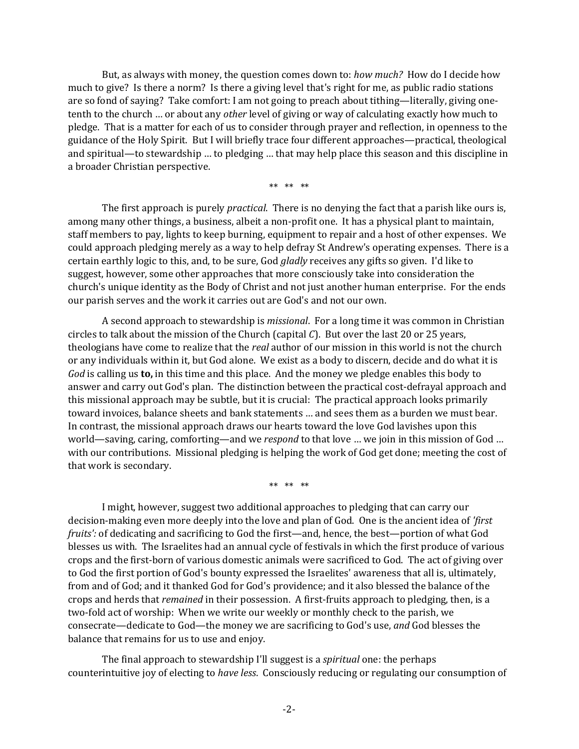But, as always with money, the question comes down to: *how much?* How do I decide how much to give? Is there a norm? Is there a giving level that's right for me, as public radio stations are so fond of saying? Take comfort: I am not going to preach about tithing—literally, giving one-tenth to the church … or about any *other* level of giving or way of calculating exactly how much to pledge. That is a matter for each of us to consider through prayer and reflection, in openness to the guidance of the Holy Spirit. But I will briefly trace four different approaches—practical, theological and spiritual—to stewardship … to pledging … that may help place this season and this discipline in a broader Christian perspective.

\*\* \*\* \*\*

The first approach is purely *practical*. There is no denying the fact that a parish like ours is, among many other things, a business, albeit a non-profit one. It has a physical plant to maintain, staff members to pay, lights to keep burning, equipment to repair and a host of other expenses. We could approach pledging merely as a way to help defray St Andrew's operating expenses. There is a certain earthly logic to this, and, to be sure, God *gladly* receives any gifts so given. I'd like to suggest, however, some other approaches that more consciously take into consideration the church's unique identity as the Body of Christ and not just another human enterprise. For the ends our parish serves and the work it carries out are God's and not our own.

A second approach to stewardship is *missional*. For a long time it was common in Christian circles to talk about the mission of the Church (capital *C*). But over the last 20 or 25 years, theologians have come to realize that the *real* author of our mission in this world is not the church or any individuals within it, but God alone. We exist as a body to discern, decide and do what it is *God* is calling us **to,** in this time and this place. And the money we pledge enables this body to answer and carry out God's plan. The distinction between the practical cost-defrayal approach and this missional approach may be subtle, but it is crucial: The practical approach looks primarily toward invoices, balance sheets and bank statements … and sees them as a burden we must bear. In contrast, the missional approach draws our hearts toward the love God lavishes upon this world—saving, caring, comforting—and we *respond* to that love … we join in this mission of God … with our contributions. Missional pledging is helping the work of God get done; meeting the cost of that work is secondary.

\*\* \*\* \*\*

I might, however, suggest two additional approaches to pledging that can carry our decision-making even more deeply into the love and plan of God. One is the ancient idea of *'first fruits':* of dedicating and sacrificing to God the first—and, hence, the best—portion of what God blesses us with. The Israelites had an annual cycle of festivals in which the first produce of various crops and the first-born of various domestic animals were sacrificed to God. The act of giving over to God the first portion of God's bounty expressed the Israelites' awareness that all is, ultimately, from and of God; and it thanked God for God's providence; and it also blessed the balance of the crops and herds that *remained* in their possession. A first-fruits approach to pledging, then, is a two-fold act of worship: When we write our weekly or monthly check to the parish, we consecrate—dedicate to God—the money we are sacrificing to God's use, *and* God blesses the balance that remains for us to use and enjoy.

The final approach to stewardship I'll suggest is a *spiritual* one: the perhaps counterintuitive joy of electing to *have less*. Consciously reducing or regulating our consumption of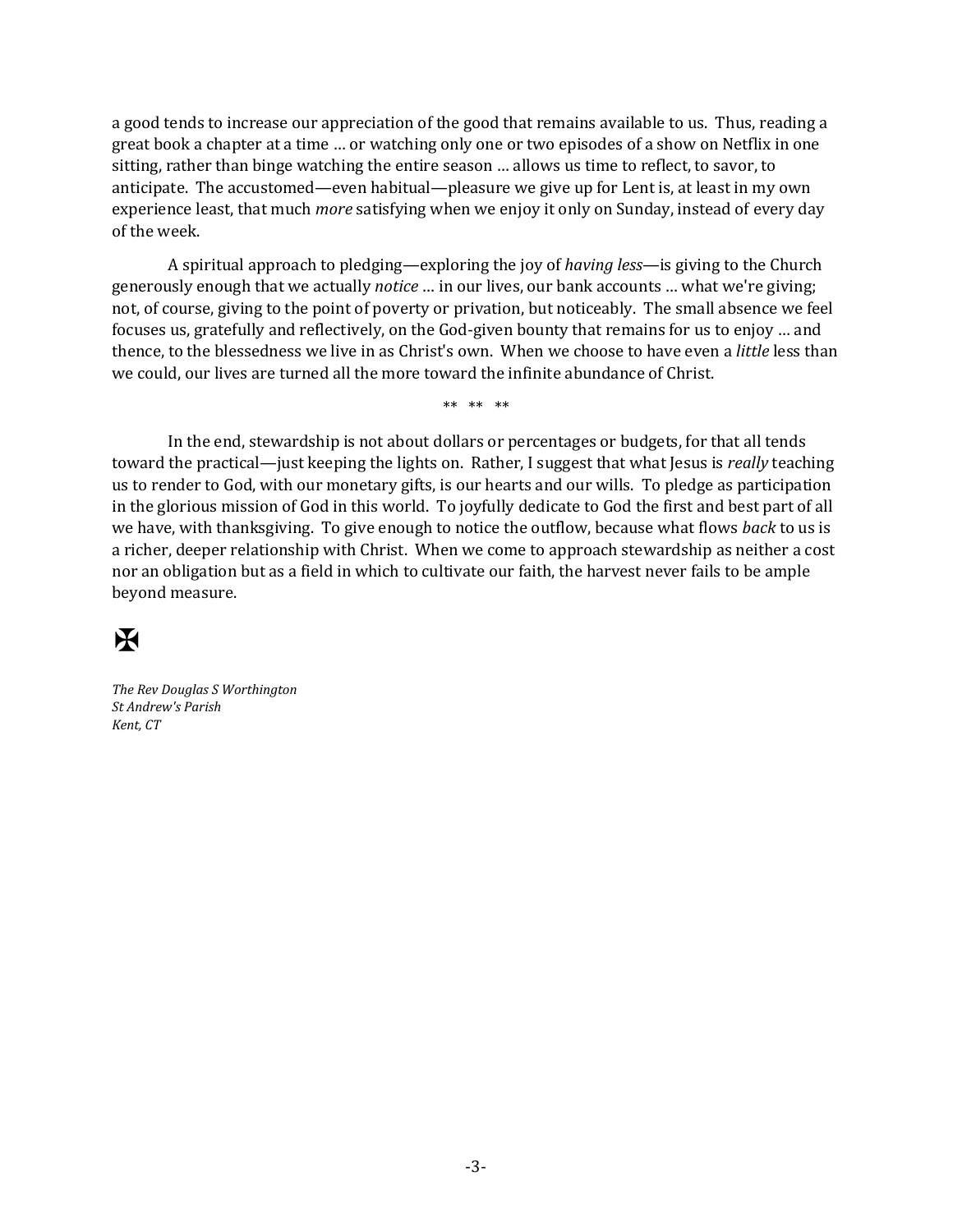a good tends to increase our appreciation of the good that remains available to us. Thus, reading a great book a chapter at a time … or watching only one or two episodes of a show on Netflix in one sitting, rather than binge watching the entire season … allows us time to reflect, to savor, to anticipate. The accustomed—even habitual—pleasure we give up for Lent is, at least in my own experience least, that much *more* satisfying when we enjoy it only on Sunday, instead of every day of the week.

A spiritual approach to pledging—exploring the joy of *having less*—is giving to the Church generously enough that we actually *notice* … in our lives, our bank accounts … what we're giving; not, of course, giving to the point of poverty or privation, but noticeably. The small absence we feel focuses us, gratefully and reflectively, on the God-given bounty that remains for us to enjoy … and thence, to the blessedness we live in as Christ's own. When we choose to have even a *little* less than we could, our lives are turned all the more toward the infinite abundance of Christ.

** ** **

In the end, stewardship is not about dollars or percentages or budgets, for that all tends toward the practical—just keeping the lights on. Rather, I suggest that what Jesus is *really* teaching us to render to God, with our monetary gifts, is our hearts and our wills. To pledge as participation in the glorious mission of God in this world. To joyfully dedicate to God the first and best part of all we have, with thanksgiving. To give enough to notice the outflow, because what flows *back* to us is a richer, deeper relationship with Christ. When we come to approach stewardship as neither a cost nor an obligation but as a field in which to cultivate our faith, the harvest never fails to be ample beyond measure.

✠

*The Rev Douglas S Worthington*
*St Andrew's Parish*
*Kent, CT*